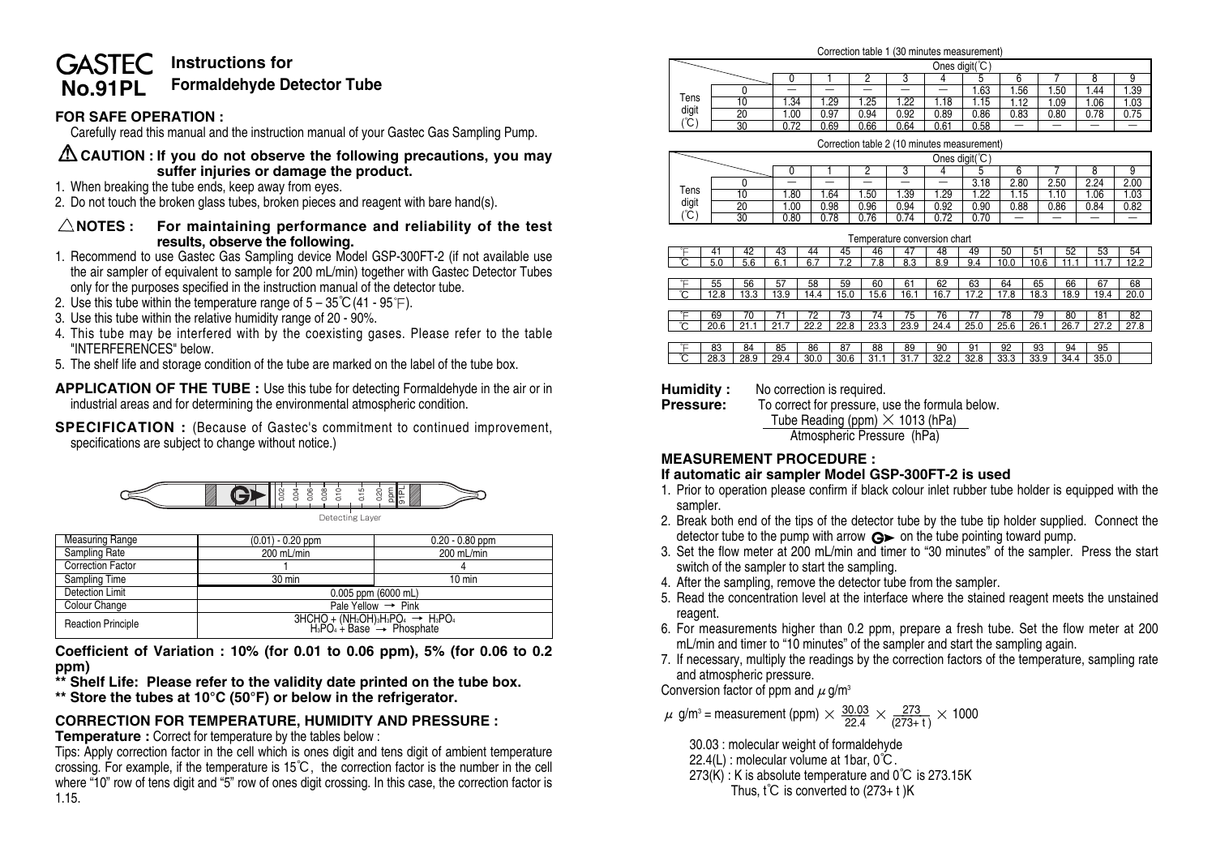# GASTEC No.91PL Instructions for Formaldehyde Detector Tube

## FOR SAFE OPERATION :

Carefully read this manual and the instruction manual of your Gastec Gas Sampling Pump.

### ⚠ CAUTION : If you do not observe the following precautions, you may suffer injuries or damage the product.

1. When breaking the tube ends, keep away from eyes.
2. Do not touch the broken glass tubes, broken pieces and reagent with bare hand(s).

### △ NOTES : For maintaining performance and reliability of the test results, observe the following.

1. Recommend to use Gastec Gas Sampling device Model GSP-300FT-2 (if not available use the air sampler of equivalent to sample for 200 mL/min) together with Gastec Detector Tubes only for the purposes specified in the instruction manual of the detector tube.
2. Use this tube within the temperature range of 5 – 35℃ (41 - 95℉).
3. Use this tube within the relative humidity range of 20 - 90%.
4. This tube may be interfered with by the coexisting gases. Please refer to the table "INTERFERENCES" below.
5. The shelf life and storage condition of the tube are marked on the label of the tube box.

**APPLICATION OF THE TUBE :** Use this tube for detecting Formaldehyde in the air or in industrial areas and for determining the environmental atmospheric condition.

**SPECIFICATION :** (Because of Gastec's commitment to continued improvement, specifications are subject to change without notice.)

0.02 0.04 0.06 0.08 0.10 0.15 0.20 ppm 91PL

Detecting Layer

| Measuring Range | (0.01) - 0.20 ppm | 0.20 - 0.80 ppm |
|---|---|---|
| Sampling Rate | 200 mL/min | 200 mL/min |
| Correction Factor | 1 | 4 |
| Sampling Time | 30 min | 10 min |
| Detection Limit | 0.005 ppm (6000 mL) | |
| Colour Change | Pale Yellow → Pink | |
| Reaction Principle | $3HCHO + (NH_2OH)_3H_3PO_4 \rightarrow H_3PO_4$<br>$H_3PO_4 + Base \rightarrow Phosphate$ | |

**Coefficient of Variation : 10% (for 0.01 to 0.06 ppm), 5% (for 0.06 to 0.2 ppm)**

**\*\* Shelf Life: Please refer to the validity date printed on the tube box.**

**\*\* Store the tubes at 10°C (50°F) or below in the refrigerator.**

## CORRECTION FOR TEMPERATURE, HUMIDITY AND PRESSURE :

**Temperature :** Correct for temperature by the tables below :

Tips: Apply correction factor in the cell which is ones digit and tens digit of ambient temperature crossing. For example, if the temperature is 15℃, the correction factor is the number in the cell where "10" row of tens digit and "5" row of ones digit crossing. In this case, the correction factor is 1.15.

Correction table 1 (30 minutes measurement)

| Tens digit (℃) \ Ones digit (℃) | 0 | 1 | 2 | 3 | 4 | 5 | 6 | 7 | 8 | 9 |
|---|---|---|---|---|---|---|---|---|---|---|
| 0 | — | — | — | — | — | 1.63 | 1.56 | 1.50 | 1.44 | 1.39 |
| 10 | 1.34 | 1.29 | 1.25 | 1.22 | 1.18 | 1.15 | 1.12 | 1.09 | 1.06 | 1.03 |
| 20 | 1.00 | 0.97 | 0.94 | 0.92 | 0.89 | 0.86 | 0.83 | 0.80 | 0.78 | 0.75 |
| 30 | 0.72 | 0.69 | 0.66 | 0.64 | 0.61 | 0.58 | — | — | — | — |

Correction table 2 (10 minutes measurement)

| Tens digit (℃) \ Ones digit (℃) | 0 | 1 | 2 | 3 | 4 | 5 | 6 | 7 | 8 | 9 |
|---|---|---|---|---|---|---|---|---|---|---|
| 0 | — | — | — | — | — | 3.18 | 2.80 | 2.50 | 2.24 | 2.00 |
| 10 | 1.80 | 1.64 | 1.50 | 1.39 | 1.29 | 1.22 | 1.15 | 1.10 | 1.06 | 1.03 |
| 20 | 1.00 | 0.98 | 0.96 | 0.94 | 0.92 | 0.90 | 0.88 | 0.86 | 0.84 | 0.82 |
| 30 | 0.80 | 0.78 | 0.76 | 0.74 | 0.72 | 0.70 | — | — | — | — |

Temperature conversion chart

| ℉ | 41 | 42 | 43 | 44 | 45 | 46 | 47 | 48 | 49 | 50 | 51 | 52 | 53 | 54 |
|---|---|---|---|---|---|---|---|---|---|---|---|---|---|---|
| ℃ | 5.0 | 5.6 | 6.1 | 6.7 | 7.2 | 7.8 | 8.3 | 8.9 | 9.4 | 10.0 | 10.6 | 11.1 | 11.7 | 12.2 |
| ℉ | 55 | 56 | 57 | 58 | 59 | 60 | 61 | 62 | 63 | 64 | 65 | 66 | 67 | 68 |
| ℃ | 12.8 | 13.3 | 13.9 | 14.4 | 15.0 | 15.6 | 16.1 | 16.7 | 17.2 | 17.8 | 18.3 | 18.9 | 19.4 | 20.0 |
| ℉ | 69 | 70 | 71 | 72 | 73 | 74 | 75 | 76 | 77 | 78 | 79 | 80 | 81 | 82 |
| ℃ | 20.6 | 21.1 | 21.7 | 22.2 | 22.8 | 23.3 | 23.9 | 24.4 | 25.0 | 25.6 | 26.1 | 26.7 | 27.2 | 27.8 |
| ℉ | 83 | 84 | 85 | 86 | 87 | 88 | 89 | 90 | 91 | 92 | 93 | 94 | 95 | |
| ℃ | 28.3 | 28.9 | 29.4 | 30.0 | 30.6 | 31.1 | 31.7 | 32.2 | 32.8 | 33.3 | 33.9 | 34.4 | 35.0 | |

**Humidity :** No correction is required.

**Pressure:** To correct for pressure, use the formula below.

$$\frac{\text{Tube Reading (ppm)} \times 1013\ \text{(hPa)}}{\text{Atmospheric Pressure (hPa)}}$$

## MEASUREMENT PROCEDURE :

### If automatic air sampler Model GSP-300FT-2 is used

1. Prior to operation please confirm if black colour inlet rubber tube holder is equipped with the sampler.
2. Break both end of the tips of the detector tube by the tube tip holder supplied. Connect the detector tube to the pump with arrow G▶ on the tube pointing toward pump.
3. Set the flow meter at 200 mL/min and timer to "30 minutes" of the sampler. Press the start switch of the sampler to start the sampling.
4. After the sampling, remove the detector tube from the sampler.
5. Read the concentration level at the interface where the stained reagent meets the unstained reagent.
6. For measurements higher than 0.2 ppm, prepare a fresh tube. Set the flow meter at 200 mL/min and timer to "10 minutes" of the sampler and start the sampling again.
7. If necessary, multiply the readings by the correction factors of the temperature, sampling rate and atmospheric pressure.

Conversion factor of ppm and $\mu g/m^3$

$$\mu g/m^3 = \text{measurement (ppm)} \times \frac{30.03}{22.4} \times \frac{273}{(273+t)} \times 1000$$

30.03 : molecular weight of formaldehyde

22.4(L) : molecular volume at 1bar, 0℃.

273(K) : K is absolute temperature and 0℃ is 273.15K

Thus, t℃ is converted to (273+ t )K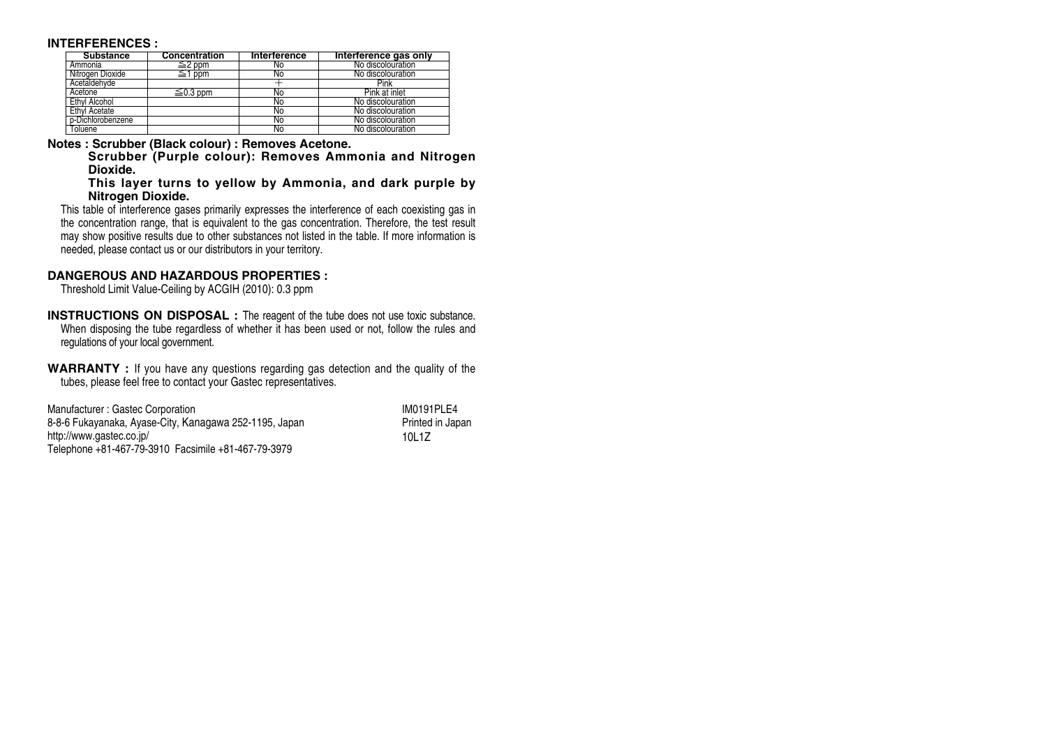## INTERFERENCES :

| Substance | Concentration | Interference | Interference gas only |
|---|---|---|---|
| Ammonia | ≦2 ppm | No | No discolouration |
| Nitrogen Dioxide | ≦1 ppm | No | No discolouration |
| Acetaldehyde | | + | Pink |
| Acetone | ≦0.3 ppm | No | Pink at inlet |
| Ethyl Alcohol | | No | No discolouration |
| Ethyl Acetate | | No | No discolouration |
| p-Dichlorobenzene | | No | No discolouration |
| Toluene | | No | No discolouration |

**Notes : Scrubber (Black colour) : Removes Acetone.**

**Scrubber (Purple colour): Removes Ammonia and Nitrogen Dioxide.**

**This layer turns to yellow by Ammonia, and dark purple by Nitrogen Dioxide.**

This table of interference gases primarily expresses the interference of each coexisting gas in the concentration range, that is equivalent to the gas concentration. Therefore, the test result may show positive results due to other substances not listed in the table. If more information is needed, please contact us or our distributors in your territory.

## DANGEROUS AND HAZARDOUS PROPERTIES :

Threshold Limit Value-Ceiling by ACGIH (2010): 0.3 ppm

**INSTRUCTIONS ON DISPOSAL :** The reagent of the tube does not use toxic substance. When disposing the tube regardless of whether it has been used or not, follow the rules and regulations of your local government.

**WARRANTY :** If you have any questions regarding gas detection and the quality of the tubes, please feel free to contact your Gastec representatives.

Manufacturer : Gastec Corporation
8-8-6 Fukayanaka, Ayase-City, Kanagawa 252-1195, Japan
http://www.gastec.co.jp/
Telephone +81-467-79-3910 Facsimile +81-467-79-3979

IM0191PLE4
Printed in Japan
10L1Z